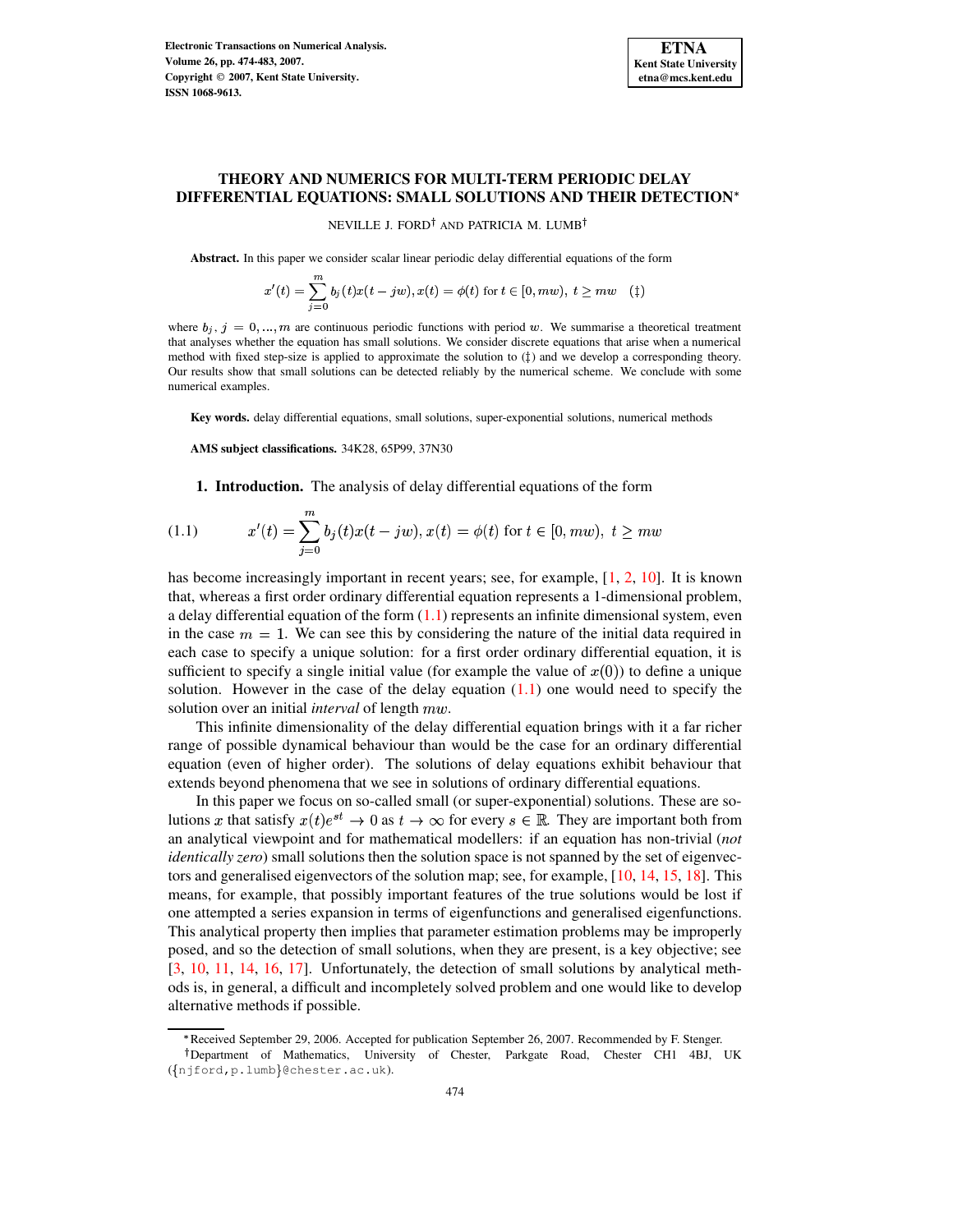# THEORY AND NUMERICS FOR MULTI-TERM PERIODIC DELAY DIFFERENTIAL EQUATIONS: SMALL SOLUTIONS AND THEIR DETECTION*

NEVILLE J. FORD† AND PATRICIA M. LUMB†

**Abstract.** In this paper we consider scalar linear periodic delay differential equations of the form

$$x'(t) = \sum_{j=0}^{m} b_j(t)x(t - jw), x(t) = \phi(t) \text{ for } t \in [0, mw), \ t \geq mw \quad (\ddagger)$$

where $b_j$, $j = 0, ..., m$ are continuous periodic functions with period $w$. We summarise a theoretical treatment that analyses whether the equation has small solutions. We consider discrete equations that arise when a numerical method with fixed step-size is applied to approximate the solution to (‡) and we develop a corresponding theory. Our results show that small solutions can be detected reliably by the numerical scheme. We conclude with some numerical examples.

**Key words.** delay differential equations, small solutions, super-exponential solutions, numerical methods

**AMS subject classifications.** 34K28, 65P99, 37N30

## 1. Introduction.

The analysis of delay differential equations of the form

$$x'(t) = \sum_{j=0}^{m} b_j(t)x(t - jw), x(t) = \phi(t) \text{ for } t \in [0, mw), \ t \geq mw \tag{1.1}$$

has become increasingly important in recent years; see, for example, [1, 2, 10]. It is known that, whereas a first order ordinary differential equation represents a 1-dimensional problem, a delay differential equation of the form (1.1) represents an infinite dimensional system, even in the case $m = 1$. We can see this by considering the nature of the initial data required in each case to specify a unique solution: for a first order ordinary differential equation, it is sufficient to specify a single initial value (for example the value of $x(0)$) to define a unique solution. However in the case of the delay equation (1.1) one would need to specify the solution over an initial *interval* of length $mw$.

This infinite dimensionality of the delay differential equation brings with it a far richer range of possible dynamical behaviour than would be the case for an ordinary differential equation (even of higher order). The solutions of delay equations exhibit behaviour that extends beyond phenomena that we see in solutions of ordinary differential equations.

In this paper we focus on so-called small (or super-exponential) solutions. These are solutions $x$ that satisfy $x(t)e^{st} \to 0$ as $t \to \infty$ for every $s \in \mathbb{R}$. They are important both from an analytical viewpoint and for mathematical modellers: if an equation has non-trivial (*not identically zero*) small solutions then the solution space is not spanned by the set of eigenvectors and generalised eigenvectors of the solution map; see, for example, [10, 14, 15, 18]. This means, for example, that possibly important features of the true solutions would be lost if one attempted a series expansion in terms of eigenfunctions and generalised eigenfunctions. This analytical property then implies that parameter estimation problems may be improperly posed, and so the detection of small solutions, when they are present, is a key objective; see [3, 10, 11, 14, 16, 17]. Unfortunately, the detection of small solutions by analytical methods is, in general, a difficult and incompletely solved problem and one would like to develop alternative methods if possible.

*Received September 29, 2006. Accepted for publication September 26, 2007. Recommended by F. Stenger.

†Department of Mathematics, University of Chester, Parkgate Road, Chester CH1 4BJ, UK ({njford,p.lumb}@chester.ac.uk).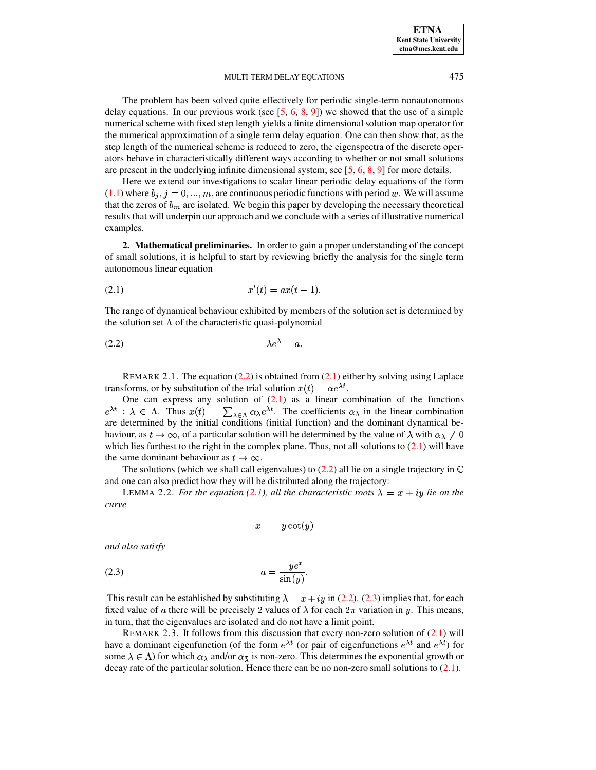The problem has been solved quite effectively for periodic single-term nonautonomous delay equations. In our previous work (see [5, 6, 8, 9]) we showed that the use of a simple numerical scheme with fixed step length yields a finite dimensional solution map operator for the numerical approximation of a single term delay equation. One can then show that, as the step length of the numerical scheme is reduced to zero, the eigenspectra of the discrete operators behave in characteristically different ways according to whether or not small solutions are present in the underlying infinite dimensional system; see [5, 6, 8, 9] for more details.

Here we extend our investigations to scalar linear periodic delay equations of the form (1.1) where $b_j, j = 0, ..., m$, are continuous periodic functions with period $w$. We will assume that the zeros of $b_m$ are isolated. We begin this paper by developing the necessary theoretical results that will underpin our approach and we conclude with a series of illustrative numerical examples.

## 2. Mathematical preliminaries.

In order to gain a proper understanding of the concept of small solutions, it is helpful to start by reviewing briefly the analysis for the single term autonomous linear equation

$$x'(t) = ax(t-1). \tag{2.1}$$

The range of dynamical behaviour exhibited by members of the solution set is determined by the solution set $\Lambda$ of the characteristic quasi-polynomial

$$\lambda e^{\lambda} = a. \tag{2.2}$$

REMARK 2.1. The equation (2.2) is obtained from (2.1) either by solving using Laplace transforms, or by substitution of the trial solution $x(t) = \alpha e^{\lambda t}$.

One can express any solution of (2.1) as a linear combination of the functions $e^{\lambda t} : \lambda \in \Lambda$. Thus $x(t) = \sum_{\lambda \in \Lambda} \alpha_\lambda e^{\lambda t}$. The coefficients $\alpha_\lambda$ in the linear combination are determined by the initial conditions (initial function) and the dominant dynamical behaviour, as $t \to \infty$, of a particular solution will be determined by the value of $\lambda$ with $\alpha_\lambda \neq 0$ which lies furthest to the right in the complex plane. Thus, not all solutions to (2.1) will have the same dominant behaviour as $t \to \infty$.

The solutions (which we shall call eigenvalues) to (2.2) all lie on a single trajectory in $\mathbb{C}$ and one can also predict how they will be distributed along the trajectory:

LEMMA 2.2. *For the equation (2.1), all the characteristic roots $\lambda = x + iy$ lie on the curve*

$$x = -y\cot(y)$$

*and also satisfy*

$$a = \frac{-ye^x}{\sin(y)}. \tag{2.3}$$

This result can be established by substituting $\lambda = x + iy$ in (2.2). (2.3) implies that, for each fixed value of $a$ there will be precisely 2 values of $\lambda$ for each $2\pi$ variation in $y$. This means, in turn, that the eigenvalues are isolated and do not have a limit point.

REMARK 2.3. It follows from this discussion that every non-zero solution of (2.1) will have a dominant eigenfunction (of the form $e^{\lambda t}$ (or pair of eigenfunctions $e^{\lambda t}$ and $e^{\bar{\lambda} t}$) for some $\lambda \in \Lambda$) for which $\alpha_\lambda$ and/or $\alpha_{\bar{\lambda}}$ is non-zero. This determines the exponential growth or decay rate of the particular solution. Hence there can be no non-zero small solutions to (2.1).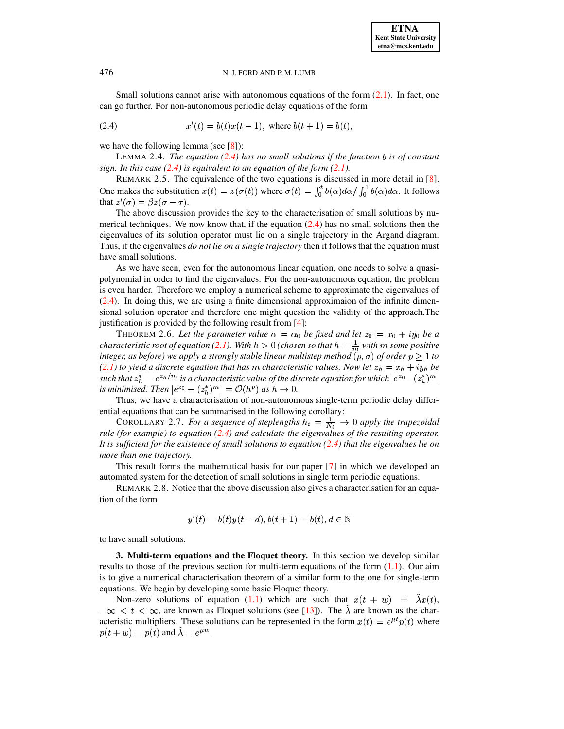Small solutions cannot arise with autonomous equations of the form (2.1). In fact, one can go further. For non-autonomous periodic delay equations of the form

$$x'(t) = b(t)x(t-1), \text{ where } b(t+1) = b(t), \tag{2.4}$$

we have the following lemma (see [8]):

LEMMA 2.4. *The equation (2.4) has no small solutions if the function $b$ is of constant sign. In this case (2.4) is equivalent to an equation of the form (2.1).*

REMARK 2.5. The equivalence of the two equations is discussed in more detail in [8]. One makes the substitution $x(t) = z(\sigma(t))$ where $\sigma(t) = \int_0^t b(\alpha)d\alpha / \int_0^1 b(\alpha)d\alpha$. It follows that $z'(\sigma) = \beta z(\sigma - \tau)$.

The above discussion provides the key to the characterisation of small solutions by numerical techniques. We now know that, if the equation (2.4) has no small solutions then the eigenvalues of its solution operator must lie on a single trajectory in the Argand diagram. Thus, if the eigenvalues *do not lie on a single trajectory* then it follows that the equation must have small solutions.

As we have seen, even for the autonomous linear equation, one needs to solve a quasi-polynomial in order to find the eigenvalues. For the non-autonomous equation, the problem is even harder. Therefore we employ a numerical scheme to approximate the eigenvalues of (2.4). In doing this, we are using a finite dimensional approximaion of the infinite dimensional solution operator and therefore one might question the validity of the approach.The justification is provided by the following result from [4]:

THEOREM 2.6. *Let the parameter value $\alpha = \alpha_0$ be fixed and let $z_0 = x_0 + iy_0$ be a characteristic root of equation (2.1). With $h > 0$ (chosen so that $h = \frac{1}{m}$ with $m$ some positive integer, as before) we apply a strongly stable linear multistep method $(\rho, \sigma)$ of order $p \geq 1$ to (2.1) to yield a discrete equation that has $m$ characteristic values. Now let $z_h = x_h + iy_h$ be such that $z_h^* = e^{z_h/m}$ is a characteristic value of the discrete equation for which $|e^{z_0} - (z_h^*)^m|$ is minimised. Then $|e^{z_0} - (z_h^*)^m| = \mathcal{O}(h^p)$ as $h \to 0$.*

Thus, we have a characterisation of non-autonomous single-term periodic delay differential equations that can be summarised in the following corollary:

COROLLARY 2.7. *For a sequence of steplengths $h_i = \frac{1}{N_i} \to 0$ apply the trapezoidal rule (for example) to equation (2.4) and calculate the eigenvalues of the resulting operator. It is sufficient for the existence of small solutions to equation (2.4) that the eigenvalues lie on more than one trajectory.*

This result forms the mathematical basis for our paper [7] in which we developed an automated system for the detection of small solutions in single term periodic equations.

REMARK 2.8. Notice that the above discussion also gives a characterisation for an equation of the form

$$y'(t) = b(t)y(t-d), b(t+1) = b(t), d \in \mathbb{N}$$

to have small solutions.

## 3. Multi-term equations and the Floquet theory.

In this section we develop similar results to those of the previous section for multi-term equations of the form (1.1). Our aim is to give a numerical characterisation theorem of a similar form to the one for single-term equations. We begin by developing some basic Floquet theory.

Non-zero solutions of equation (1.1) which are such that $x(t + w) \equiv \tilde{\lambda}x(t)$, $-\infty < t < \infty$, are known as Floquet solutions (see [13]). The $\tilde{\lambda}$ are known as the characteristic multipliers. These solutions can be represented in the form $x(t) = e^{\mu t}p(t)$ where $p(t + w) = p(t)$ and $\tilde{\lambda} = e^{\mu w}$.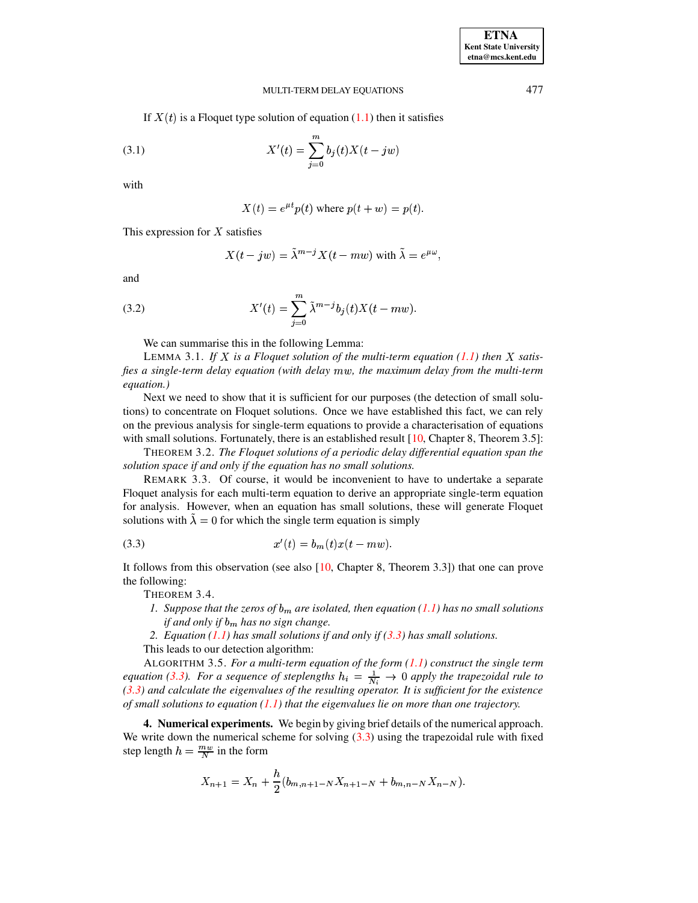If $X(t)$ is a Floquet type solution of equation (1.1) then it satisfies

$$X'(t) = \sum_{j=0}^{m} b_j(t) X(t - jw) \tag{3.1}$$

with

$$X(t) = e^{\mu t} p(t) \text{ where } p(t + w) = p(t).$$

This expression for $X$ satisfies

$$X(t - jw) = \tilde{\lambda}^{m-j} X(t - mw) \text{ with } \tilde{\lambda} = e^{\mu\omega},$$

and

$$X'(t) = \sum_{j=0}^{m} \tilde{\lambda}^{m-j} b_j(t) X(t - mw). \tag{3.2}$$

We can summarise this in the following Lemma:

LEMMA 3.1. *If $X$ is a Floquet solution of the multi-term equation (1.1) then $X$ satisfies a single-term delay equation (with delay $mw$, the maximum delay from the multi-term equation.)*

Next we need to show that it is sufficient for our purposes (the detection of small solutions) to concentrate on Floquet solutions. Once we have established this fact, we can rely on the previous analysis for single-term equations to provide a characterisation of equations with small solutions. Fortunately, there is an established result [10, Chapter 8, Theorem 3.5]:

THEOREM 3.2. *The Floquet solutions of a periodic delay differential equation span the solution space if and only if the equation has no small solutions.*

REMARK 3.3. Of course, it would be inconvenient to have to undertake a separate Floquet analysis for each multi-term equation to derive an appropriate single-term equation for analysis. However, when an equation has small solutions, these will generate Floquet solutions with $\tilde{\lambda} = 0$ for which the single term equation is simply

$$x'(t) = b_m(t) x(t - mw). \tag{3.3}$$

It follows from this observation (see also [10, Chapter 8, Theorem 3.3]) that one can prove the following:

THEOREM 3.4.

1. *Suppose that the zeros of $b_m$ are isolated, then equation (1.1) has no small solutions if and only if $b_m$ has no sign change.*
2. *Equation (1.1) has small solutions if and only if (3.3) has small solutions.*

This leads to our detection algorithm:

ALGORITHM 3.5. *For a multi-term equation of the form (1.1) construct the single term equation (3.3). For a sequence of steplengths $h_i = \frac{1}{N_i} \to 0$ apply the trapezoidal rule to (3.3) and calculate the eigenvalues of the resulting operator. It is sufficient for the existence of small solutions to equation (1.1) that the eigenvalues lie on more than one trajectory.*

## 4. Numerical experiments.

We begin by giving brief details of the numerical approach. We write down the numerical scheme for solving (3.3) using the trapezoidal rule with fixed step length $h = \frac{mw}{N}$ in the form

$$X_{n+1} = X_n + \frac{h}{2}(b_{m,n+1-N} X_{n+1-N} + b_{m,n-N} X_{n-N}).$$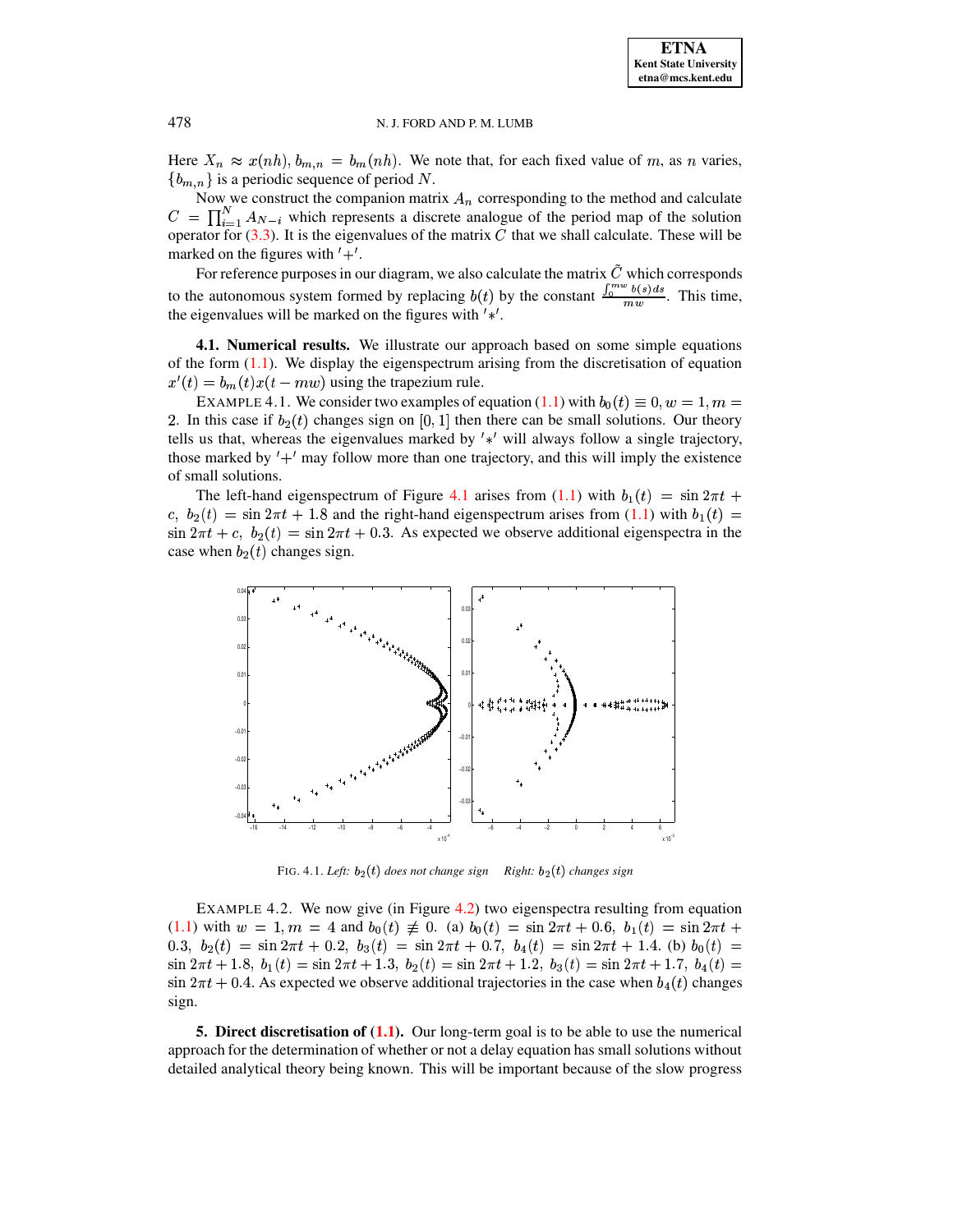Here $X_n \approx x(nh), b_{m,n} = b_m(nh)$. We note that, for each fixed value of $m$, as $n$ varies, $\{b_{m,n}\}$ is a periodic sequence of period $N$.

Now we construct the companion matrix $A_n$ corresponding to the method and calculate $C = \prod_{i=1}^{N} A_{N-i}$ which represents a discrete analogue of the period map of the solution operator for (3.3). It is the eigenvalues of the matrix $C$ that we shall calculate. These will be marked on the figures with $'+'$.

For reference purposes in our diagram, we also calculate the matrix $\tilde{C}$ which corresponds to the autonomous system formed by replacing $b(t)$ by the constant $\frac{\int_0^{mw} b(s)ds}{mw}$. This time, the eigenvalues will be marked on the figures with $'*'$.

**4.1. Numerical results.** We illustrate our approach based on some simple equations of the form (1.1). We display the eigenspectrum arising from the discretisation of equation $x'(t) = b_m(t)x(t - mw)$ using the trapezium rule.

EXAMPLE 4.1. We consider two examples of equation (1.1) with $b_0(t) \equiv 0, w = 1, m = 2$. In this case if $b_2(t)$ changes sign on $[0, 1]$ then there can be small solutions. Our theory tells us that, whereas the eigenvalues marked by $'*'$ will always follow a single trajectory, those marked by $'+'$ may follow more than one trajectory, and this will imply the existence of small solutions.

The left-hand eigenspectrum of Figure 4.1 arises from (1.1) with $b_1(t) = \sin 2\pi t + c,\ b_2(t) = \sin 2\pi t + 1.8$ and the right-hand eigenspectrum arises from (1.1) with $b_1(t) = \sin 2\pi t + c,\ b_2(t) = \sin 2\pi t + 0.3$. As expected we observe additional eigenspectra in the case when $b_2(t)$ changes sign.

FIG. 4.1. *Left: $b_2(t)$ does not change sign    Right: $b_2(t)$ changes sign*

EXAMPLE 4.2. We now give (in Figure 4.2) two eigenspectra resulting from equation (1.1) with $w = 1, m = 4$ and $b_0(t) \not\equiv 0$. (a) $b_0(t) = \sin 2\pi t + 0.6,\ b_1(t) = \sin 2\pi t + 0.3,\ b_2(t) = \sin 2\pi t + 0.2,\ b_3(t) = \sin 2\pi t + 0.7,\ b_4(t) = \sin 2\pi t + 1.4$. (b) $b_0(t) = \sin 2\pi t + 1.8,\ b_1(t) = \sin 2\pi t + 1.3,\ b_2(t) = \sin 2\pi t + 1.2,\ b_3(t) = \sin 2\pi t + 1.7,\ b_4(t) = \sin 2\pi t + 0.4$. As expected we observe additional trajectories in the case when $b_4(t)$ changes sign.

## 5. Direct discretisation of (1.1).

Our long-term goal is to be able to use the numerical approach for the determination of whether or not a delay equation has small solutions without detailed analytical theory being known. This will be important because of the slow progress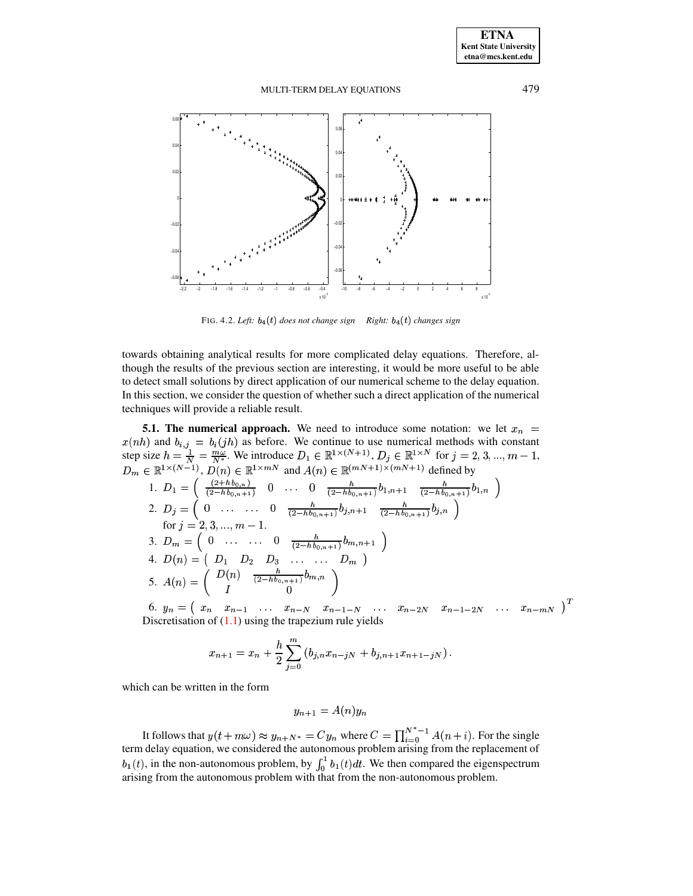FIG. 4.2. *Left: $b_4(t)$ does not change sign    Right: $b_4(t)$ changes sign*

towards obtaining analytical results for more complicated delay equations. Therefore, although the results of the previous section are interesting, it would be more useful to be able to detect small solutions by direct application of our numerical scheme to the delay equation. In this section, we consider the question of whether such a direct application of the numerical techniques will provide a reliable result.

**5.1. The numerical approach.** We need to introduce some notation: we let $x_n = x(nh)$ and $b_{i,j} = b_i(jh)$ as before. We continue to use numerical methods with constant step size $h = \frac{1}{N} = \frac{m\omega}{N^*}$. We introduce $D_1 \in \mathbb{R}^{1\times(N+1)}$, $D_j \in \mathbb{R}^{1\times N}$ for $j = 2, 3, ..., m-1$, $D_m \in \mathbb{R}^{1\times(N-1)}$, $D(n) \in \mathbb{R}^{1\times mN}$ and $A(n) \in \mathbb{R}^{(mN+1)\times(mN+1)}$ defined by

1. $D_1 = \begin{pmatrix} \frac{(2+hb_{0,n})}{(2-hb_{0,n+1})} & 0 & \dots & 0 & \frac{h}{(2-hb_{0,n+1})}b_{1,n+1} & \frac{h}{(2-hb_{0,n+1})}b_{1,n} \end{pmatrix}$
2. $D_j = \begin{pmatrix} 0 & \dots & \dots & 0 & \frac{h}{(2-hb_{0,n+1})}b_{j,n+1} & \frac{h}{(2-hb_{0,n+1})}b_{j,n} \end{pmatrix}$ for $j = 2, 3, ..., m-1$.
3. $D_m = \begin{pmatrix} 0 & \dots & \dots & 0 & \frac{h}{(2-hb_{0,n+1})}b_{m,n+1} \end{pmatrix}$
4. $D(n) = \begin{pmatrix} D_1 & D_2 & D_3 & \dots & \dots & D_m \end{pmatrix}$
5. $A(n) = \begin{pmatrix} D(n) & \frac{h}{(2-hb_{0,n+1})}b_{m,n} \\ I & 0 \end{pmatrix}$
6. $y_n = \begin{pmatrix} x_n & x_{n-1} & \dots & x_{n-N} & x_{n-1-N} & \dots & x_{n-2N} & x_{n-1-2N} & \dots & x_{n-mN} \end{pmatrix}^T$

Discretisation of (1.1) using the trapezium rule yields

$$x_{n+1} = x_n + \frac{h}{2}\sum_{j=0}^{m}\left(b_{j,n}x_{n-jN} + b_{j,n+1}x_{n+1-jN}\right).$$

which can be written in the form

$$y_{n+1} = A(n)y_n$$

It follows that $y(t+m\omega) \approx y_{n+N^*} = Cy_n$ where $C = \prod_{i=0}^{N^*-1} A(n+i)$. For the single term delay equation, we considered the autonomous problem arising from the replacement of $b_1(t)$, in the non-autonomous problem, by $\int_0^1 b_1(t)dt$. We then compared the eigenspectrum arising from the autonomous problem with that from the non-autonomous problem.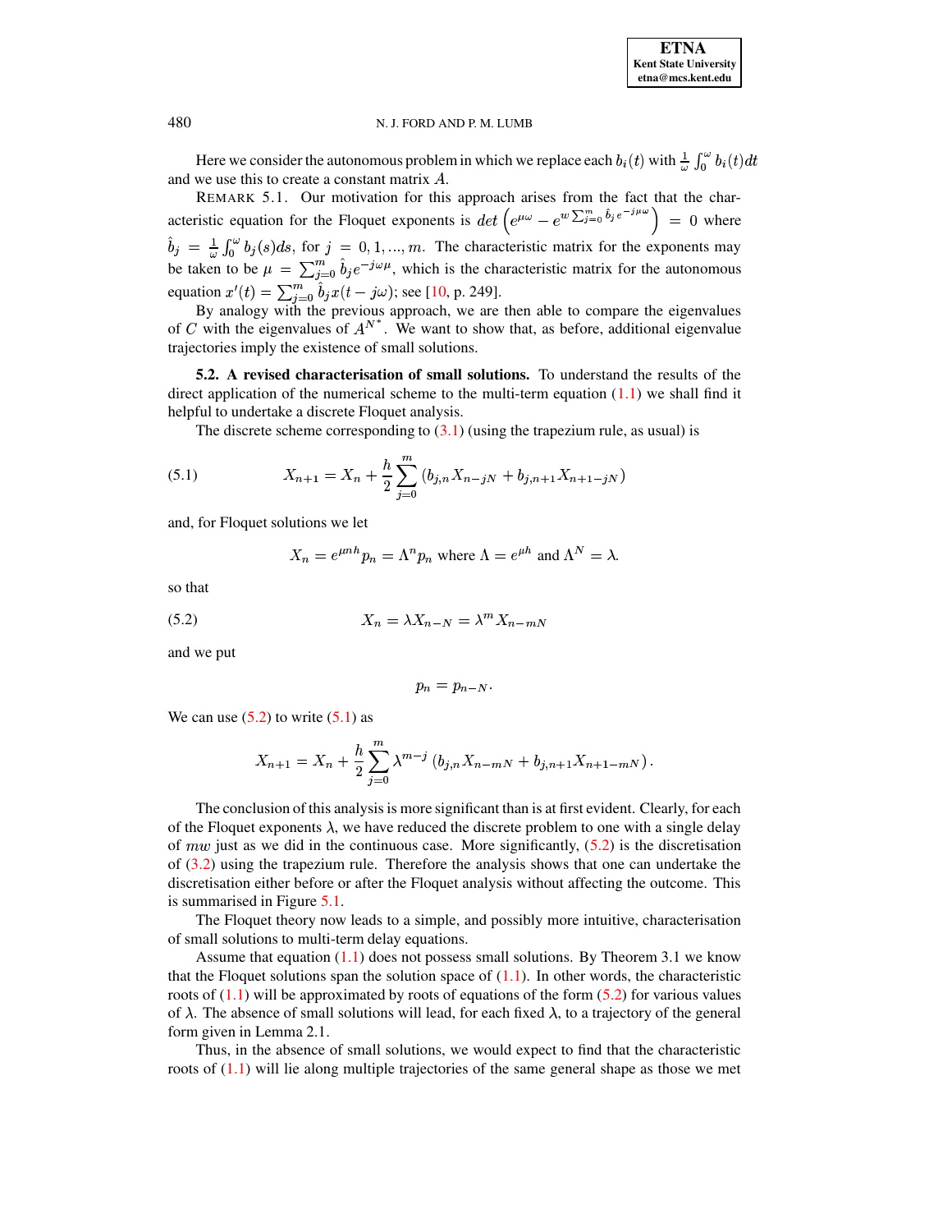Here we consider the autonomous problem in which we replace each $b_i(t)$ with $\frac{1}{\omega}\int_0^\omega b_i(t)dt$ and we use this to create a constant matrix $A$.

REMARK 5.1. Our motivation for this approach arises from the fact that the characteristic equation for the Floquet exponents is $det\left(e^{\mu\omega} - e^{w\sum_{j=0}^{m}\hat{b}_j e^{-j\mu\omega}}\right) = 0$ where $\hat{b}_j = \frac{1}{\omega}\int_0^\omega b_j(s)ds$, for $j = 0, 1, ..., m$. The characteristic matrix for the exponents may be taken to be $\mu = \sum_{j=0}^{m}\hat{b}_j e^{-j\omega\mu}$, which is the characteristic matrix for the autonomous equation $x'(t) = \sum_{j=0}^{m}\hat{b}_j x(t - j\omega)$; see [10, p. 249].

By analogy with the previous approach, we are then able to compare the eigenvalues of $C$ with the eigenvalues of $A^{N^*}$. We want to show that, as before, additional eigenvalue trajectories imply the existence of small solutions.

**5.2. A revised characterisation of small solutions.** To understand the results of the direct application of the numerical scheme to the multi-term equation (1.1) we shall find it helpful to undertake a discrete Floquet analysis.

The discrete scheme corresponding to (3.1) (using the trapezium rule, as usual) is

$$X_{n+1} = X_n + \frac{h}{2}\sum_{j=0}^{m}\left(b_{j,n}X_{n-jN} + b_{j,n+1}X_{n+1-jN}\right) \tag{5.1}$$

and, for Floquet solutions we let

$$X_n = e^{\mu n h}p_n = \Lambda^n p_n \text{ where } \Lambda = e^{\mu h} \text{ and } \Lambda^N = \lambda.$$

so that

$$X_n = \lambda X_{n-N} = \lambda^m X_{n-mN} \tag{5.2}$$

and we put

$$p_n = p_{n-N}.$$

We can use (5.2) to write (5.1) as

$$X_{n+1} = X_n + \frac{h}{2}\sum_{j=0}^{m}\lambda^{m-j}\left(b_{j,n}X_{n-mN} + b_{j,n+1}X_{n+1-mN}\right).$$

The conclusion of this analysis is more significant than is at first evident. Clearly, for each of the Floquet exponents $\lambda$, we have reduced the discrete problem to one with a single delay of $mw$ just as we did in the continuous case. More significantly, (5.2) is the discretisation of (3.2) using the trapezium rule. Therefore the analysis shows that one can undertake the discretisation either before or after the Floquet analysis without affecting the outcome. This is summarised in Figure 5.1.

The Floquet theory now leads to a simple, and possibly more intuitive, characterisation of small solutions to multi-term delay equations.

Assume that equation (1.1) does not possess small solutions. By Theorem 3.1 we know that the Floquet solutions span the solution space of (1.1). In other words, the characteristic roots of (1.1) will be approximated by roots of equations of the form (5.2) for various values of $\lambda$. The absence of small solutions will lead, for each fixed $\lambda$, to a trajectory of the general form given in Lemma 2.1.

Thus, in the absence of small solutions, we would expect to find that the characteristic roots of (1.1) will lie along multiple trajectories of the same general shape as those we met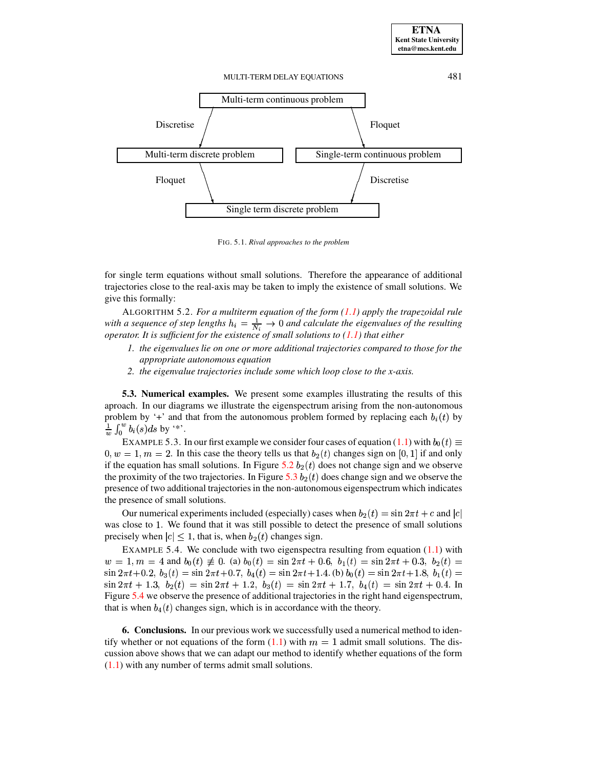Multi-term continuous problem

Discretise — Floquet

Multi-term discrete problem — Single-term continuous problem

Floquet — Discretise

Single term discrete problem

FIG. 5.1. *Rival approaches to the problem*

for single term equations without small solutions. Therefore the appearance of additional trajectories close to the real-axis may be taken to imply the existence of small solutions. We give this formally:

ALGORITHM 5.2. *For a multiterm equation of the form (1.1) apply the trapezoidal rule with a sequence of step lengths $h_i = \frac{1}{N_i} \to 0$ and calculate the eigenvalues of the resulting operator. It is sufficient for the existence of small solutions to (1.1) that either*

1. *the eigenvalues lie on one or more additional trajectories compared to those for the appropriate autonomous equation*
2. *the eigenvalue trajectories include some which loop close to the x-axis.*

**5.3. Numerical examples.** We present some examples illustrating the results of this aproach. In our diagrams we illustrate the eigenspectrum arising from the non-autonomous problem by '+' and that from the autonomous problem formed by replacing each $b_i(t)$ by $\frac{1}{w}\int_0^w b_i(s)ds$ by '*'.

EXAMPLE 5.3. In our first example we consider four cases of equation (1.1) with $b_0(t) \equiv 0, w = 1, m = 2$. In this case the theory tells us that $b_2(t)$ changes sign on $[0, 1]$ if and only if the equation has small solutions. In Figure 5.2 $b_2(t)$ does not change sign and we observe the proximity of the two trajectories. In Figure 5.3 $b_2(t)$ does change sign and we observe the presence of two additional trajectories in the non-autonomous eigenspectrum which indicates the presence of small solutions.

Our numerical experiments included (especially) cases when $b_2(t) = \sin 2\pi t + c$ and $|c|$ was close to 1. We found that it was still possible to detect the presence of small solutions precisely when $|c| \leq 1$, that is, when $b_2(t)$ changes sign.

EXAMPLE 5.4. We conclude with two eigenspectra resulting from equation (1.1) with $w = 1, m = 4$ and $b_0(t) \not\equiv 0$. (a) $b_0(t) = \sin 2\pi t + 0.6,\ b_1(t) = \sin 2\pi t + 0.3,\ b_2(t) = \sin 2\pi t + 0.2,\ b_3(t) = \sin 2\pi t + 0.7,\ b_4(t) = \sin 2\pi t + 1.4$. (b) $b_0(t) = \sin 2\pi t + 1.8,\ b_1(t) = \sin 2\pi t + 1.3,\ b_2(t) = \sin 2\pi t + 1.2,\ b_3(t) = \sin 2\pi t + 1.7,\ b_4(t) = \sin 2\pi t + 0.4$. In Figure 5.4 we observe the presence of additional trajectories in the right hand eigenspectrum, that is when $b_4(t)$ changes sign, which is in accordance with the theory.

## 6. Conclusions.

In our previous work we successfully used a numerical method to identify whether or not equations of the form (1.1) with $m = 1$ admit small solutions. The discussion above shows that we can adapt our method to identify whether equations of the form (1.1) with any number of terms admit small solutions.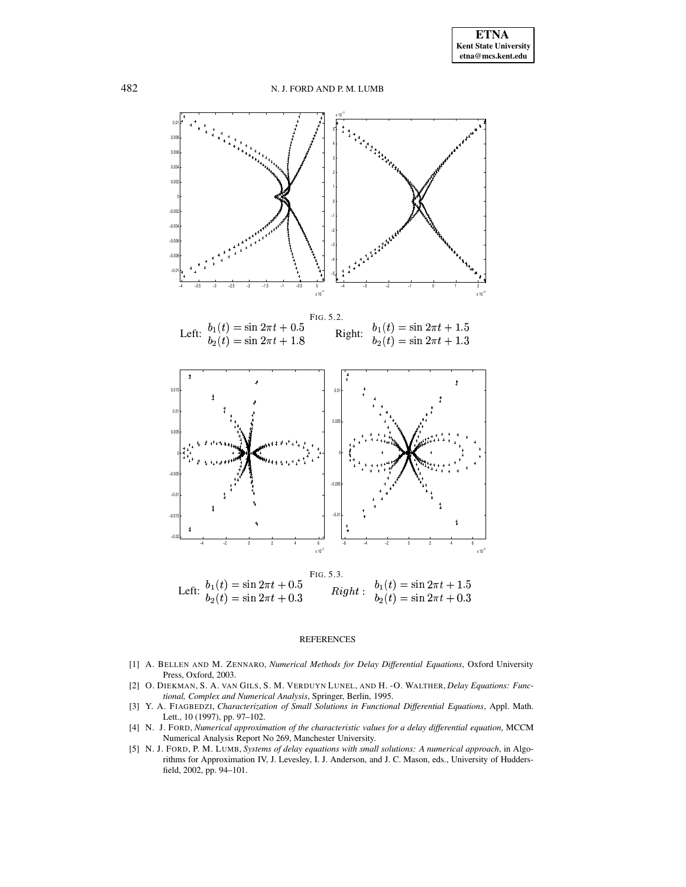FIG. 5.2.

Left: $b_1(t) = \sin 2\pi t + 0.5$, $b_2(t) = \sin 2\pi t + 1.8$ Right: $b_1(t) = \sin 2\pi t + 1.5$, $b_2(t) = \sin 2\pi t + 1.3$

FIG. 5.3.

Left: $b_1(t) = \sin 2\pi t + 0.5$, $b_2(t) = \sin 2\pi t + 0.3$ $Right:$ $b_1(t) = \sin 2\pi t + 1.5$, $b_2(t) = \sin 2\pi t + 0.3$

## REFERENCES

[1] A. BELLEN AND M. ZENNARO, *Numerical Methods for Delay Differential Equations*, Oxford University Press, Oxford, 2003.

[2] O. DIEKMAN, S. A. VAN GILS, S. M. VERDUYN LUNEL, AND H. -O. WALTHER, *Delay Equations: Functional, Complex and Numerical Analysis*, Springer, Berlin, 1995.

[3] Y. A. FIAGBEDZI, *Characterization of Small Solutions in Functional Differential Equations*, Appl. Math. Lett., 10 (1997), pp. 97–102.

[4] N. J. FORD, *Numerical approximation of the characteristic values for a delay differential equation*, MCCM Numerical Analysis Report No 269, Manchester University.

[5] N. J. FORD, P. M. LUMB, *Systems of delay equations with small solutions: A numerical approach*, in Algorithms for Approximation IV, J. Levesley, I. J. Anderson, and J. C. Mason, eds., University of Huddersfield, 2002, pp. 94–101.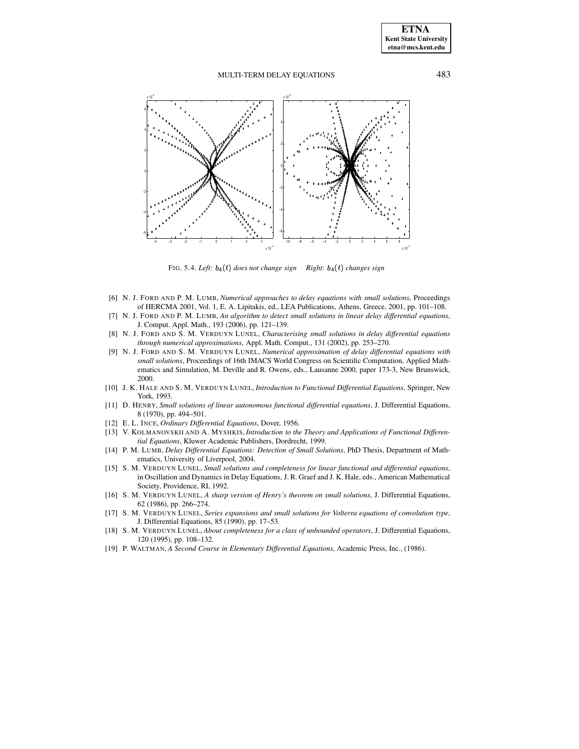x 10^-3

6

4

2

0

−2

−4

−6

−4 −3 −2 −1 0 1 2 3

x 10^-4

x 10^-3

4

2

0

−2

−4

−6

−10 −8 −6 −4 −2 0 2 4 6 8

x 10^-3

FIG. 5.4. *Left: $b_4(t)$ does not change sign  Right: $b_4(t)$ changes sign*

[6] N. J. FORD AND P. M. LUMB, *Numerical approaches to delay equations with small solutions*, Proceedings of HERCMA 2001, Vol. 1, E. A. Lipitakis, ed., LEA Publications, Athens, Greece, 2001, pp. 101–108.

[7] N. J. FORD AND P. M. LUMB, *An algorithm to detect small solutions in linear delay differential equations*, J. Comput. Appl. Math., 193 (2006), pp. 121–139.

[8] N. J. FORD AND S. M. VERDUYN LUNEL, *Characterising small solutions in delay differential equations through numerical approximations*, Appl. Math. Comput., 131 (2002), pp. 253–270.

[9] N. J. FORD AND S. M. VERDUYN LUNEL, *Numerical approximation of delay differential equations with small solutions*, Proceedings of 16th IMACS World Congress on Scientific Computation, Applied Mathematics and Simulation, M. Deville and R. Owens, eds., Lausanne 2000, paper 173-3, New Brunswick, 2000.

[10] J. K. HALE AND S. M. VERDUYN LUNEL, *Introduction to Functional Differential Equations*, Springer, New York, 1993.

[11] D. HENRY, *Small solutions of linear autonomous functional differential equations*, J. Differential Equations, 8 (1970), pp. 494–501.

[12] E. L. INCE, *Ordinary Differential Equations*, Dover, 1956.

[13] V. KOLMANOVSKII AND A. MYSHKIS, *Introduction to the Theory and Applications of Functional Differential Equations*, Kluwer Academic Publishers, Dordrecht, 1999.

[14] P. M. LUMB, *Delay Differential Equations: Detection of Small Solutions*, PhD Thesis, Department of Mathematics, University of Liverpool, 2004.

[15] S. M. VERDUYN LUNEL, *Small solutions and completeness for linear functional and differential equations*, in Oscillation and Dynamics in Delay Equations, J. R. Graef and J. K. Hale, eds., American Mathematical Society, Providence, RI, 1992.

[16] S. M. VERDUYN LUNEL, *A sharp version of Henry's theorem on small solutions*, J. Differential Equations, 62 (1986), pp. 266–274.

[17] S. M. VERDUYN LUNEL, *Series expansions and small solutions for Volterra equations of convolution type*, J. Differential Equations, 85 (1990), pp. 17–53.

[18] S. M. VERDUYN LUNEL, *About completeness for a class of unbounded operators*, J. Differential Equations, 120 (1995), pp. 108–132.

[19] P. WALTMAN, *A Second Course in Elementary Differential Equations*, Academic Press, Inc., (1986).